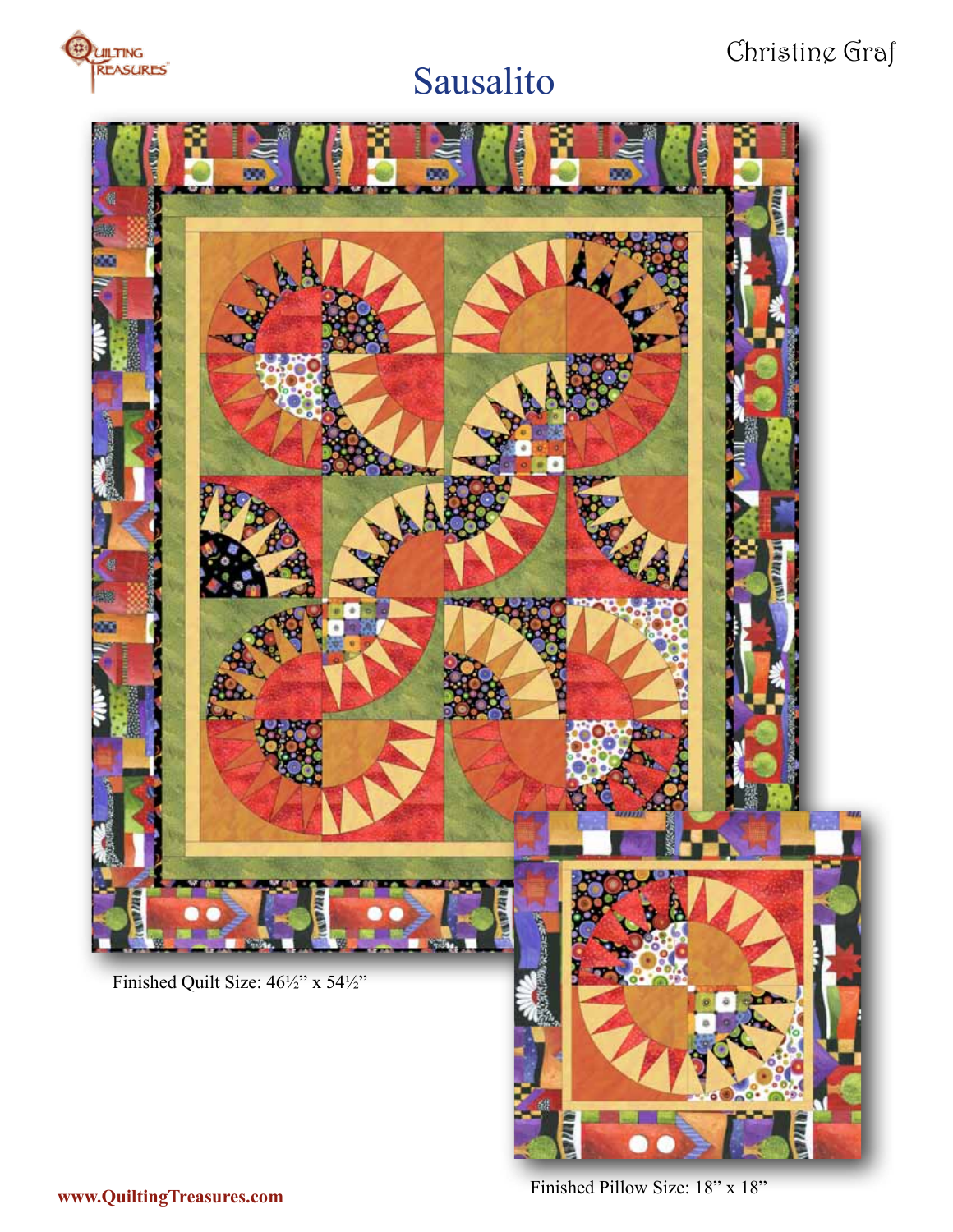Christine Graf

# Sausalito

Finished Quilt Size: 46½" x 54½"

Finished Pillow Size: 18" x 18"

www.QuiltingTreasures.com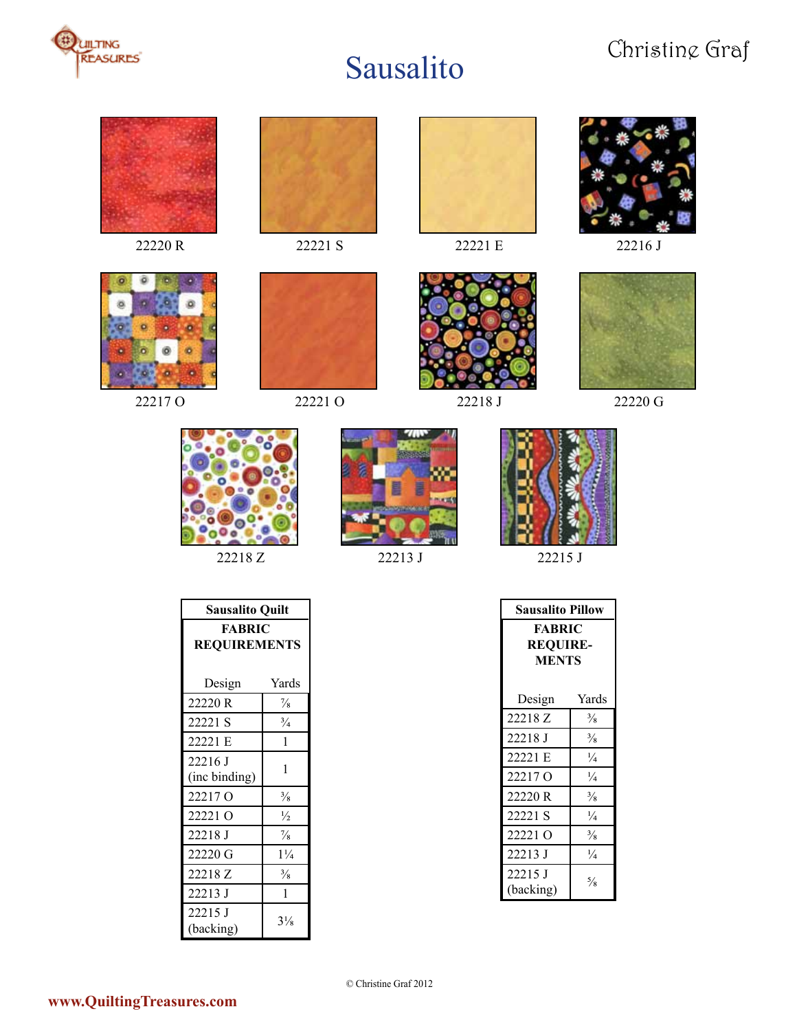# Sausalito

Christine Graf

22220 R

22221 S

22221 E

22216 J

22217 O

22221 O

22218 J

22220 G

22218 Z

22213 J

22215 J

| Sausalito Quilt | |
|---|---|
| **FABRIC REQUIREMENTS** | |
| Design | Yards |
| 22220 R | ⅞ |
| 22221 S | ¾ |
| 22221 E | 1 |
| 22216 J (inc binding) | 1 |
| 22217 O | ⅜ |
| 22221 O | ½ |
| 22218 J | ⅞ |
| 22220 G | 1¼ |
| 22218 Z | ⅜ |
| 22213 J | 1 |
| 22215 J (backing) | 3⅛ |

| Sausalito Pillow | |
|---|---|
| **FABRIC REQUIRE-MENTS** | |
| Design | Yards |
| 22218 Z | ⅜ |
| 22218 J | ⅜ |
| 22221 E | ¼ |
| 22217 O | ¼ |
| 22220 R | ⅜ |
| 22221 S | ¼ |
| 22221 O | ⅜ |
| 22213 J | ¼ |
| 22215 J (backing) | ⅝ |

© Christine Graf 2012

www.QuiltingTreasures.com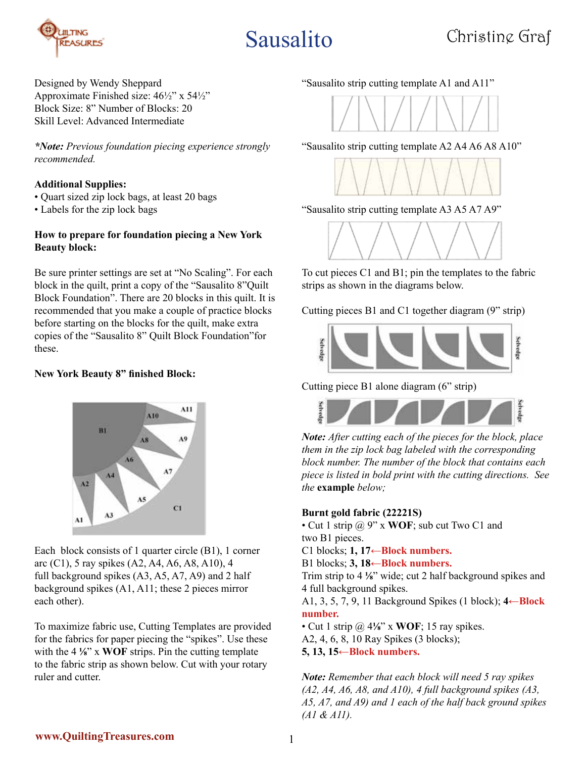# Sausalito

Christine Graf

Designed by Wendy Sheppard
Approximate Finished size: 46½" x 54½"
Block Size: 8" Number of Blocks: 20
Skill Level: Advanced Intermediate

***Note:** Previous foundation piecing experience strongly recommended.*

**Additional Supplies:**

- Quart sized zip lock bags, at least 20 bags
- Labels for the zip lock bags

**How to prepare for foundation piecing a New York Beauty block:**

Be sure printer settings are set at "No Scaling". For each block in the quilt, print a copy of the "Sausalito 8"Quilt Block Foundation". There are 20 blocks in this quilt. It is recommended that you make a couple of practice blocks before starting on the blocks for the quilt, make extra copies of the "Sausalito 8" Quilt Block Foundation"for these.

**New York Beauty 8" finished Block:**

A11, A10, B1, A8, A9, A6, A7, A4, A2, A5, C1, A1, A3

Each block consists of 1 quarter circle (B1), 1 corner arc (C1), 5 ray spikes (A2, A4, A6, A8, A10), 4 full background spikes (A3, A5, A7, A9) and 2 half background spikes (A1, A11; these 2 pieces mirror each other).

To maximize fabric use, Cutting Templates are provided for the fabrics for paper piecing the "spikes". Use these with the 4 ⅛" x **WOF** strips. Pin the cutting template to the fabric strip as shown below. Cut with your rotary ruler and cutter.

"Sausalito strip cutting template A1 and A11"

"Sausalito strip cutting template A2 A4 A6 A8 A10"

"Sausalito strip cutting template A3 A5 A7 A9"

To cut pieces C1 and B1; pin the templates to the fabric strips as shown in the diagrams below.

Cutting pieces B1 and C1 together diagram (9" strip)

Selvedge Selvedge

Cutting piece B1 alone diagram (6" strip)

Selvedge Selvedge

***Note:** After cutting each of the pieces for the block, place them in the zip lock bag labeled with the corresponding block number. The number of the block that contains each piece is listed in bold print with the cutting directions. See the* **example** *below;*

**Burnt gold fabric (22221S)**

- Cut 1 strip @ 9" x **WOF**; sub cut Two C1 and two B1 pieces.

C1 blocks; **1, 17←Block numbers.**
B1 blocks; **3, 18←Block numbers.**
Trim strip to 4 ⅛" wide; cut 2 half background spikes and 4 full background spikes.
A1, 3, 5, 7, 9, 11 Background Spikes (1 block); **4←Block number.**

- Cut 1 strip @ 4⅛" x **WOF**; 15 ray spikes.

A2, 4, 6, 8, 10 Ray Spikes (3 blocks);
**5, 13, 15←Block numbers.**

***Note:** Remember that each block will need 5 ray spikes (A2, A4, A6, A8, and A10), 4 full background spikes (A3, A5, A7, and A9) and 1 each of the half back ground spikes (A1 & A11).*

**www.QuiltingTreasures.com**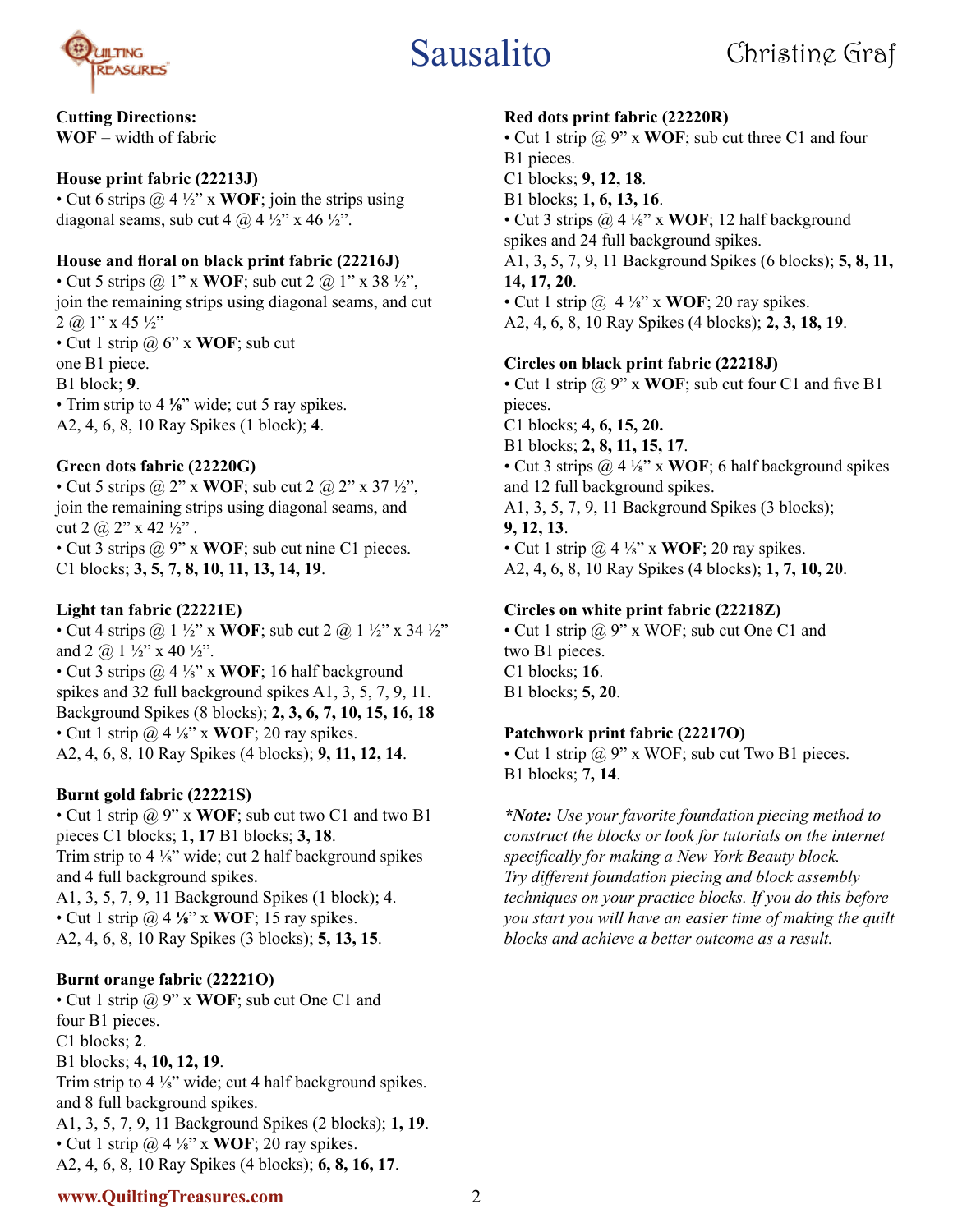**Cutting Directions:**
**WOF** = width of fabric

**House print fabric (22213J)**
• Cut 6 strips @ 4 ½" x **WOF**; join the strips using diagonal seams, sub cut 4 @ 4 ½" x 46 ½".

**House and floral on black print fabric (22216J)**
• Cut 5 strips @ 1" x **WOF**; sub cut 2 @ 1" x 38 ½", join the remaining strips using diagonal seams, and cut 2 @ 1" x 45 ½"
• Cut 1 strip @ 6" x **WOF**; sub cut one B1 piece.
B1 block; **9**.
• Trim strip to 4 **⅛**" wide; cut 5 ray spikes.
A2, 4, 6, 8, 10 Ray Spikes (1 block); **4**.

**Green dots fabric (22220G)**
• Cut 5 strips @ 2" x **WOF**; sub cut 2 @ 2" x 37 ½", join the remaining strips using diagonal seams, and cut 2 @ 2" x 42 ½" .
• Cut 3 strips @ 9" x **WOF**; sub cut nine C1 pieces.
C1 blocks; **3, 5, 7, 8, 10, 11, 13, 14, 19**.

**Light tan fabric (22221E)**
• Cut 4 strips @ 1 ½" x **WOF**; sub cut 2 @ 1 ½" x 34 ½" and 2 @ 1 ½" x 40 ½".
• Cut 3 strips @ 4 ⅛" x **WOF**; 16 half background spikes and 32 full background spikes A1, 3, 5, 7, 9, 11. Background Spikes (8 blocks); **2, 3, 6, 7, 10, 15, 16, 18**
• Cut 1 strip @ 4 ⅛" x **WOF**; 20 ray spikes.
A2, 4, 6, 8, 10 Ray Spikes (4 blocks); **9, 11, 12, 14**.

**Burnt gold fabric (22221S)**
• Cut 1 strip @ 9" x **WOF**; sub cut two C1 and two B1 pieces C1 blocks; **1, 17** B1 blocks; **3, 18**.
Trim strip to 4 ⅛" wide; cut 2 half background spikes and 4 full background spikes.
A1, 3, 5, 7, 9, 11 Background Spikes (1 block); **4**.
• Cut 1 strip @ 4 **⅛**" x **WOF**; 15 ray spikes.
A2, 4, 6, 8, 10 Ray Spikes (3 blocks); **5, 13, 15**.

**Burnt orange fabric (22221O)**
• Cut 1 strip @ 9" x **WOF**; sub cut One C1 and four B1 pieces.
C1 blocks; **2**.
B1 blocks; **4, 10, 12, 19**.
Trim strip to 4 ⅛" wide; cut 4 half background spikes. and 8 full background spikes.
A1, 3, 5, 7, 9, 11 Background Spikes (2 blocks); **1, 19**.
• Cut 1 strip @ 4 ⅛" x **WOF**; 20 ray spikes.
A2, 4, 6, 8, 10 Ray Spikes (4 blocks); **6, 8, 16, 17**.

**Red dots print fabric (22220R)**
• Cut 1 strip @ 9" x **WOF**; sub cut three C1 and four B1 pieces.
C1 blocks; **9, 12, 18**.
B1 blocks; **1, 6, 13, 16**.
• Cut 3 strips @ 4 ⅛" x **WOF**; 12 half background spikes and 24 full background spikes.
A1, 3, 5, 7, 9, 11 Background Spikes (6 blocks); **5, 8, 11, 14, 17, 20**.
• Cut 1 strip @ 4 ⅛" x **WOF**; 20 ray spikes.
A2, 4, 6, 8, 10 Ray Spikes (4 blocks); **2, 3, 18, 19**.

**Circles on black print fabric (22218J)**
• Cut 1 strip @ 9" x **WOF**; sub cut four C1 and five B1 pieces.
C1 blocks; **4, 6, 15, 20.**
B1 blocks; **2, 8, 11, 15, 17**.
• Cut 3 strips @ 4 ⅛" x **WOF**; 6 half background spikes and 12 full background spikes.
A1, 3, 5, 7, 9, 11 Background Spikes (3 blocks); **9, 12, 13**.
• Cut 1 strip @ 4 ⅛" x **WOF**; 20 ray spikes.
A2, 4, 6, 8, 10 Ray Spikes (4 blocks); **1, 7, 10, 20**.

**Circles on white print fabric (22218Z)**
• Cut 1 strip @ 9" x WOF; sub cut One C1 and two B1 pieces.
C1 blocks; **16**.
B1 blocks; **5, 20**.

**Patchwork print fabric (22217O)**
• Cut 1 strip @ 9" x WOF; sub cut Two B1 pieces.
B1 blocks; **7, 14**.

*\*Note: Use your favorite foundation piecing method to construct the blocks or look for tutorials on the internet specifically for making a New York Beauty block. Try different foundation piecing and block assembly techniques on your practice blocks. If you do this before you start you will have an easier time of making the quilt blocks and achieve a better outcome as a result.*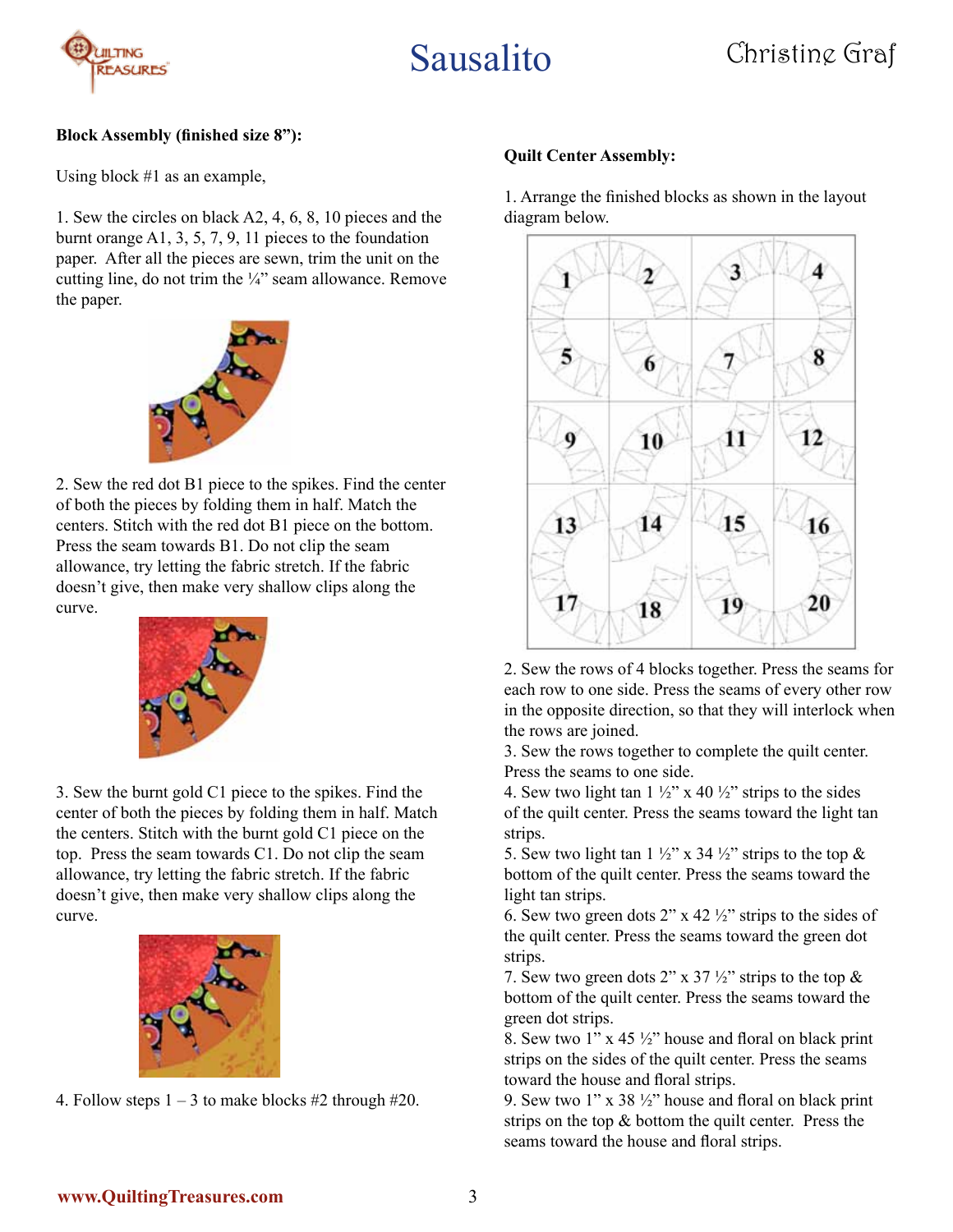**Block Assembly (finished size 8"):**

Using block #1 as an example,

1. Sew the circles on black A2, 4, 6, 8, 10 pieces and the burnt orange A1, 3, 5, 7, 9, 11 pieces to the foundation paper. After all the pieces are sewn, trim the unit on the cutting line, do not trim the ¼" seam allowance. Remove the paper.

2. Sew the red dot B1 piece to the spikes. Find the center of both the pieces by folding them in half. Match the centers. Stitch with the red dot B1 piece on the bottom. Press the seam towards B1. Do not clip the seam allowance, try letting the fabric stretch. If the fabric doesn't give, then make very shallow clips along the curve.

3. Sew the burnt gold C1 piece to the spikes. Find the center of both the pieces by folding them in half. Match the centers. Stitch with the burnt gold C1 piece on the top. Press the seam towards C1. Do not clip the seam allowance, try letting the fabric stretch. If the fabric doesn't give, then make very shallow clips along the curve.

4. Follow steps 1 – 3 to make blocks #2 through #20.

**Quilt Center Assembly:**

1. Arrange the finished blocks as shown in the layout diagram below.

2. Sew the rows of 4 blocks together. Press the seams for each row to one side. Press the seams of every other row in the opposite direction, so that they will interlock when the rows are joined.
3. Sew the rows together to complete the quilt center. Press the seams to one side.
4. Sew two light tan 1 ½" x 40 ½" strips to the sides of the quilt center. Press the seams toward the light tan strips.
5. Sew two light tan 1 ½" x 34 ½" strips to the top & bottom of the quilt center. Press the seams toward the light tan strips.
6. Sew two green dots 2" x 42 ½" strips to the sides of the quilt center. Press the seams toward the green dot strips.
7. Sew two green dots 2" x 37 ½" strips to the top & bottom of the quilt center. Press the seams toward the green dot strips.
8. Sew two 1" x 45 ½" house and floral on black print strips on the sides of the quilt center. Press the seams toward the house and floral strips.
9. Sew two 1" x 38 ½" house and floral on black print strips on the top & bottom the quilt center. Press the seams toward the house and floral strips.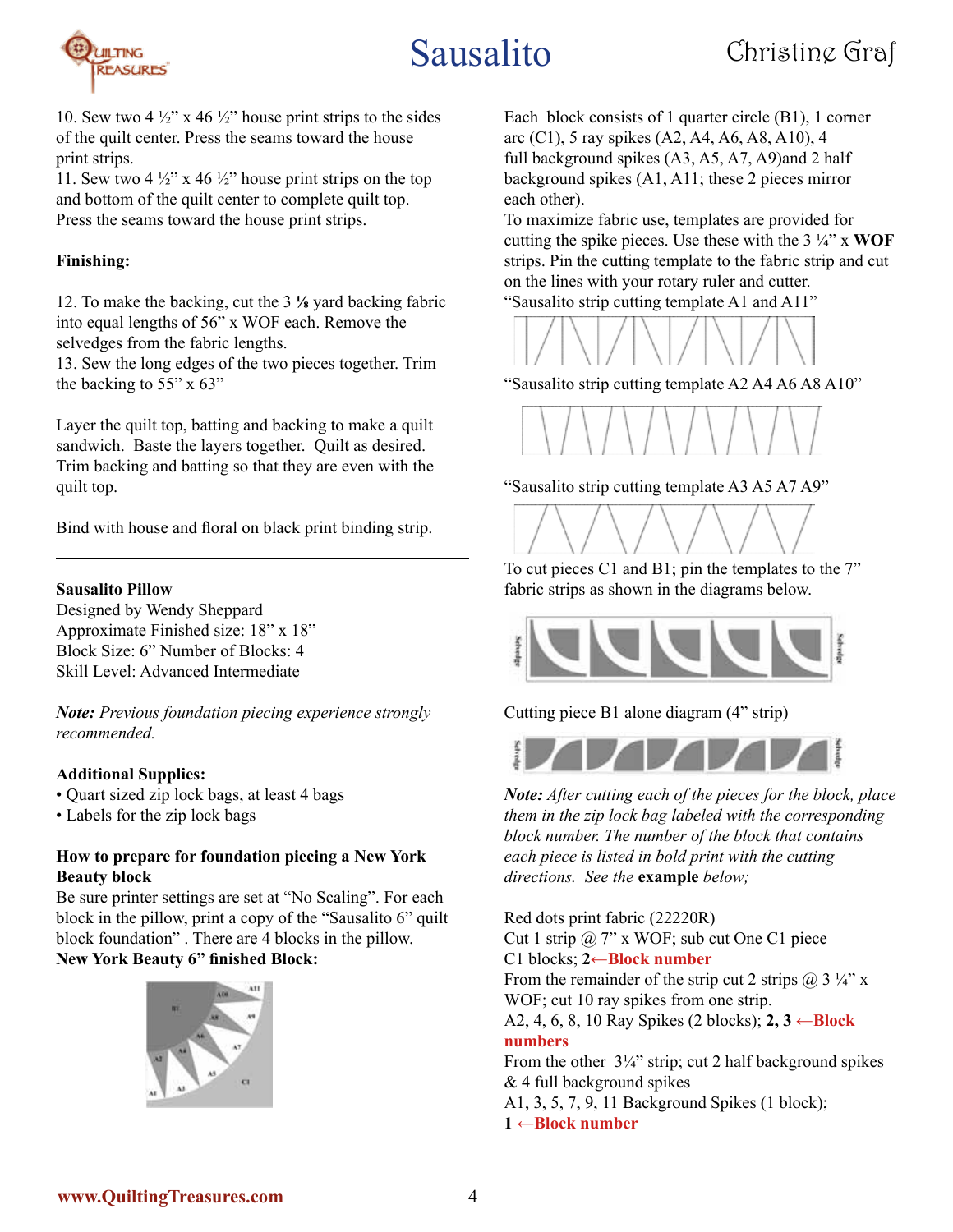10. Sew two 4 ½" x 46 ½" house print strips to the sides of the quilt center. Press the seams toward the house print strips.

11. Sew two 4 ½" x 46 ½" house print strips on the top and bottom of the quilt center to complete quilt top. Press the seams toward the house print strips.

**Finishing:**

12. To make the backing, cut the 3 ⅛ yard backing fabric into equal lengths of 56" x WOF each. Remove the selvedges from the fabric lengths.

13. Sew the long edges of the two pieces together. Trim the backing to 55" x 63"

Layer the quilt top, batting and backing to make a quilt sandwich. Baste the layers together. Quilt as desired. Trim backing and batting so that they are even with the quilt top.

Bind with house and floral on black print binding strip.

---

**Sausalito Pillow**

Designed by Wendy Sheppard

Approximate Finished size: 18" x 18"

Block Size: 6" Number of Blocks: 4

Skill Level: Advanced Intermediate

*Note: Previous foundation piecing experience strongly recommended.*

**Additional Supplies:**

- Quart sized zip lock bags, at least 4 bags
- Labels for the zip lock bags

**How to prepare for foundation piecing a New York Beauty block**

Be sure printer settings are set at "No Scaling". For each block in the pillow, print a copy of the "Sausalito 6" quilt block foundation" . There are 4 blocks in the pillow.

**New York Beauty 6" finished Block:**

Each block consists of 1 quarter circle (B1), 1 corner arc (C1), 5 ray spikes (A2, A4, A6, A8, A10), 4 full background spikes (A3, A5, A7, A9)and 2 half background spikes (A1, A11; these 2 pieces mirror each other).

To maximize fabric use, templates are provided for cutting the spike pieces. Use these with the 3 ¼" x **WOF** strips. Pin the cutting template to the fabric strip and cut on the lines with your rotary ruler and cutter.

"Sausalito strip cutting template A1 and A11"

"Sausalito strip cutting template A2 A4 A6 A8 A10"

"Sausalito strip cutting template A3 A5 A7 A9"

To cut pieces C1 and B1; pin the templates to the 7" fabric strips as shown in the diagrams below.

Cutting piece B1 alone diagram (4" strip)

***Note:*** *After cutting each of the pieces for the block, place them in the zip lock bag labeled with the corresponding block number. The number of the block that contains each piece is listed in bold print with the cutting directions. See the* **example** *below;*

Red dots print fabric (22220R)

Cut 1 strip @ 7" x WOF; sub cut One C1 piece

C1 blocks; **2←Block number**

From the remainder of the strip cut 2 strips @ 3 ¼" x WOF; cut 10 ray spikes from one strip.

A2, 4, 6, 8, 10 Ray Spikes (2 blocks); **2, 3 ←Block numbers**

From the other 3¼" strip; cut 2 half background spikes & 4 full background spikes

A1, 3, 5, 7, 9, 11 Background Spikes (1 block); **1 ←Block number**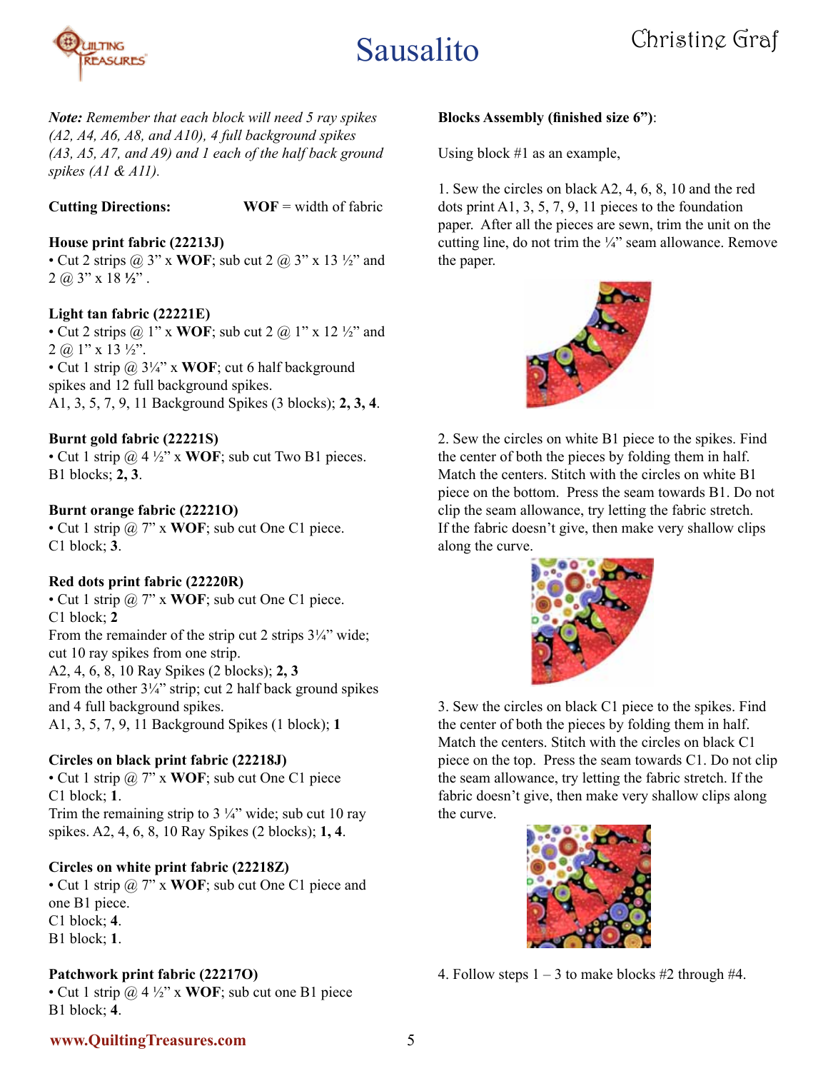# Sausalito

*Note: Remember that each block will need 5 ray spikes (A2, A4, A6, A8, and A10), 4 full background spikes (A3, A5, A7, and A9) and 1 each of the half back ground spikes (A1 & A11).*

**Cutting Directions:** **WOF** = width of fabric

**House print fabric (22213J)**
- Cut 2 strips @ 3" x **WOF**; sub cut 2 @ 3" x 13 ½" and 2 @ 3" x 18 **½**" .

**Light tan fabric (22221E)**
- Cut 2 strips @ 1" x **WOF**; sub cut 2 @ 1" x 12 ½" and 2 @ 1" x 13 ½".
- Cut 1 strip @ 3¼" x **WOF**; cut 6 half background spikes and 12 full background spikes.

A1, 3, 5, 7, 9, 11 Background Spikes (3 blocks); **2, 3, 4**.

**Burnt gold fabric (22221S)**
- Cut 1 strip @ 4 ½" x **WOF**; sub cut Two B1 pieces.

B1 blocks; **2, 3**.

**Burnt orange fabric (22221O)**
- Cut 1 strip @ 7" x **WOF**; sub cut One C1 piece.

C1 block; **3**.

**Red dots print fabric (22220R)**
- Cut 1 strip @ 7" x **WOF**; sub cut One C1 piece.

C1 block; **2**
From the remainder of the strip cut 2 strips 3¼" wide; cut 10 ray spikes from one strip.
A2, 4, 6, 8, 10 Ray Spikes (2 blocks); **2, 3**
From the other 3¼" strip; cut 2 half back ground spikes and 4 full background spikes.
A1, 3, 5, 7, 9, 11 Background Spikes (1 block); **1**

**Circles on black print fabric (22218J)**
- Cut 1 strip @ 7" x **WOF**; sub cut One C1 piece

C1 block; **1**.
Trim the remaining strip to 3 ¼" wide; sub cut 10 ray spikes. A2, 4, 6, 8, 10 Ray Spikes (2 blocks); **1, 4**.

**Circles on white print fabric (22218Z)**
- Cut 1 strip @ 7" x **WOF**; sub cut One C1 piece and one B1 piece.

C1 block; **4**.
B1 block; **1**.

**Patchwork print fabric (22217O)**
- Cut 1 strip @ 4 ½" x **WOF**; sub cut one B1 piece

B1 block; **4**.

**Blocks Assembly (finished size 6")**:

Using block #1 as an example,

1. Sew the circles on black A2, 4, 6, 8, 10 and the red dots print A1, 3, 5, 7, 9, 11 pieces to the foundation paper. After all the pieces are sewn, trim the unit on the cutting line, do not trim the ¼" seam allowance. Remove the paper.

2. Sew the circles on white B1 piece to the spikes. Find the center of both the pieces by folding them in half. Match the centers. Stitch with the circles on white B1 piece on the bottom. Press the seam towards B1. Do not clip the seam allowance, try letting the fabric stretch. If the fabric doesn't give, then make very shallow clips along the curve.

3. Sew the circles on black C1 piece to the spikes. Find the center of both the pieces by folding them in half. Match the centers. Stitch with the circles on black C1 piece on the top. Press the seam towards C1. Do not clip the seam allowance, try letting the fabric stretch. If the fabric doesn't give, then make very shallow clips along the curve.

4. Follow steps 1 – 3 to make blocks #2 through #4.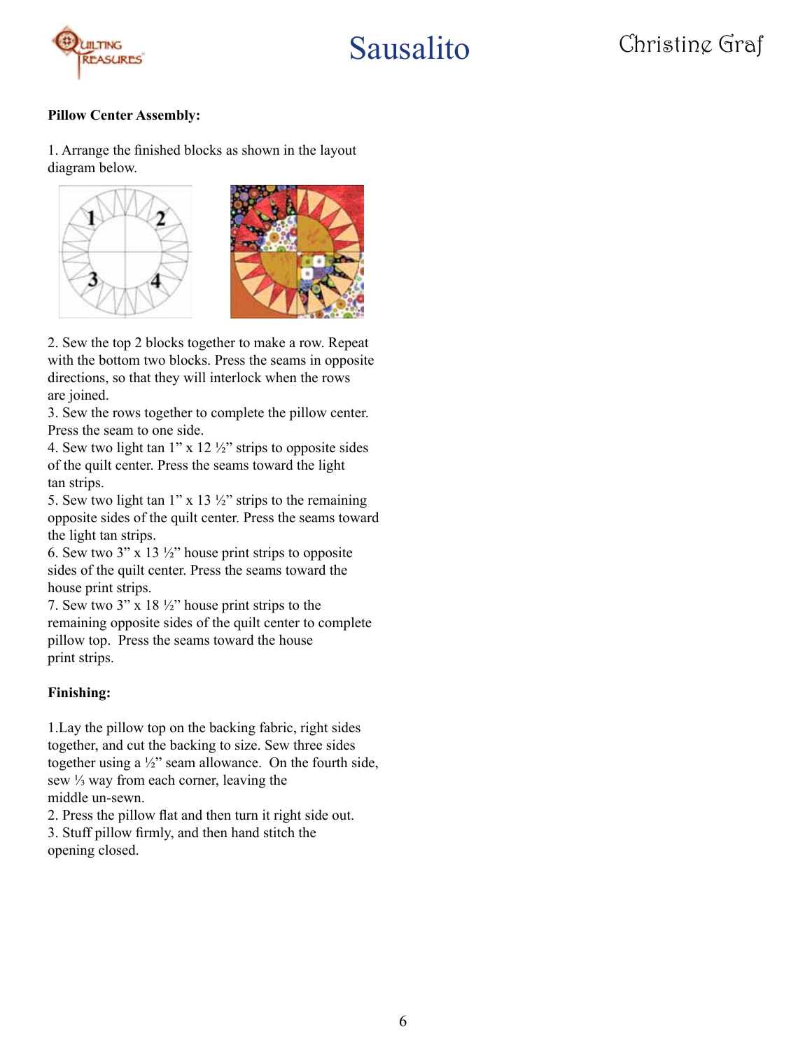**Pillow Center Assembly:**

1. Arrange the finished blocks as shown in the layout diagram below.

2. Sew the top 2 blocks together to make a row. Repeat with the bottom two blocks. Press the seams in opposite directions, so that they will interlock when the rows are joined.
3. Sew the rows together to complete the pillow center. Press the seam to one side.
4. Sew two light tan 1" x 12 ½" strips to opposite sides of the quilt center. Press the seams toward the light tan strips.
5. Sew two light tan 1" x 13 ½" strips to the remaining opposite sides of the quilt center. Press the seams toward the light tan strips.
6. Sew two 3" x 13 ½" house print strips to opposite sides of the quilt center. Press the seams toward the house print strips.
7. Sew two 3" x 18 ½" house print strips to the remaining opposite sides of the quilt center to complete pillow top. Press the seams toward the house print strips.

**Finishing:**

1.Lay the pillow top on the backing fabric, right sides together, and cut the backing to size. Sew three sides together using a ½" seam allowance. On the fourth side, sew ⅓ way from each corner, leaving the middle un-sewn.
2. Press the pillow flat and then turn it right side out.
3. Stuff pillow firmly, and then hand stitch the opening closed.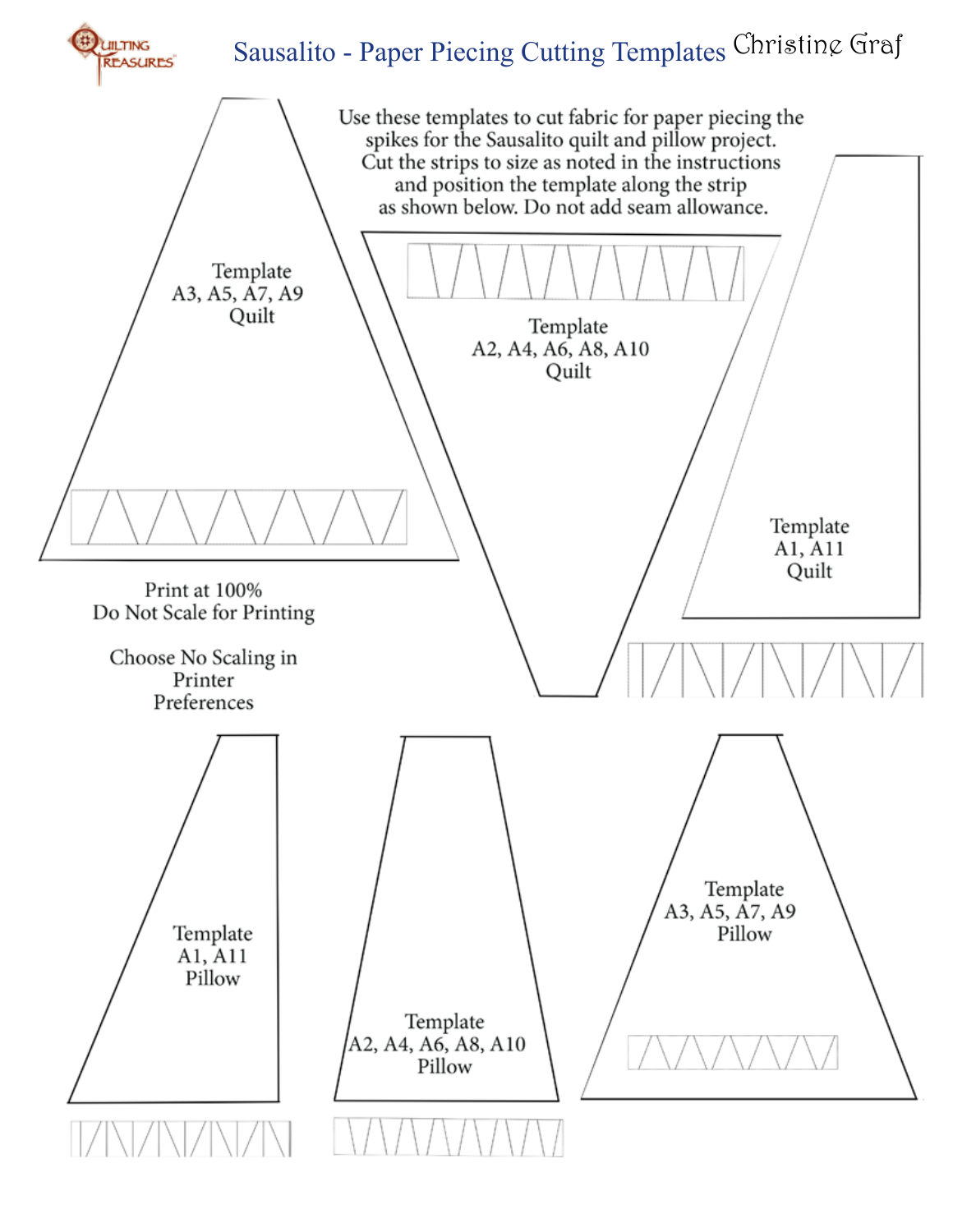# Sausalito - Paper Piecing Cutting Templates

Christine Graf

Use these templates to cut fabric for paper piecing the spikes for the Sausalito quilt and pillow project. Cut the strips to size as noted in the instructions and position the template along the strip as shown below. Do not add seam allowance.

Template
A3, A5, A7, A9
Quilt

Template
A2, A4, A6, A8, A10
Quilt

Template
A1, A11
Quilt

Print at 100%
Do Not Scale for Printing

Choose No Scaling in Printer Preferences

Template
A1, A11
Pillow

Template
A2, A4, A6, A8, A10
Pillow

Template
A3, A5, A7, A9
Pillow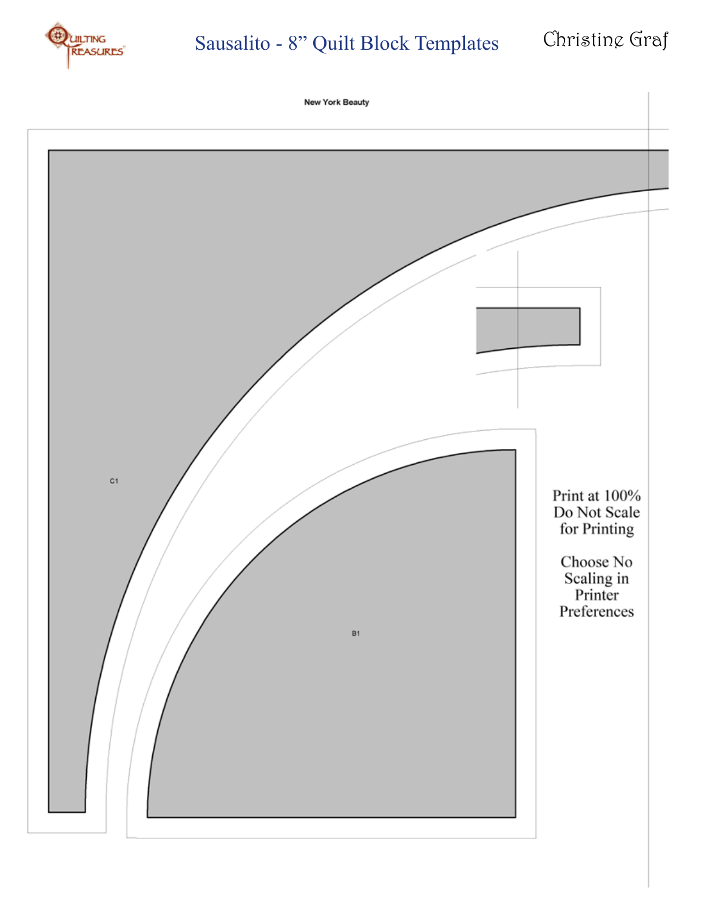# Sausalito - 8" Quilt Block Templates

Christine Graf

New York Beauty

C1

B1

Print at 100%
Do Not Scale
for Printing

Choose No
Scaling in
Printer
Preferences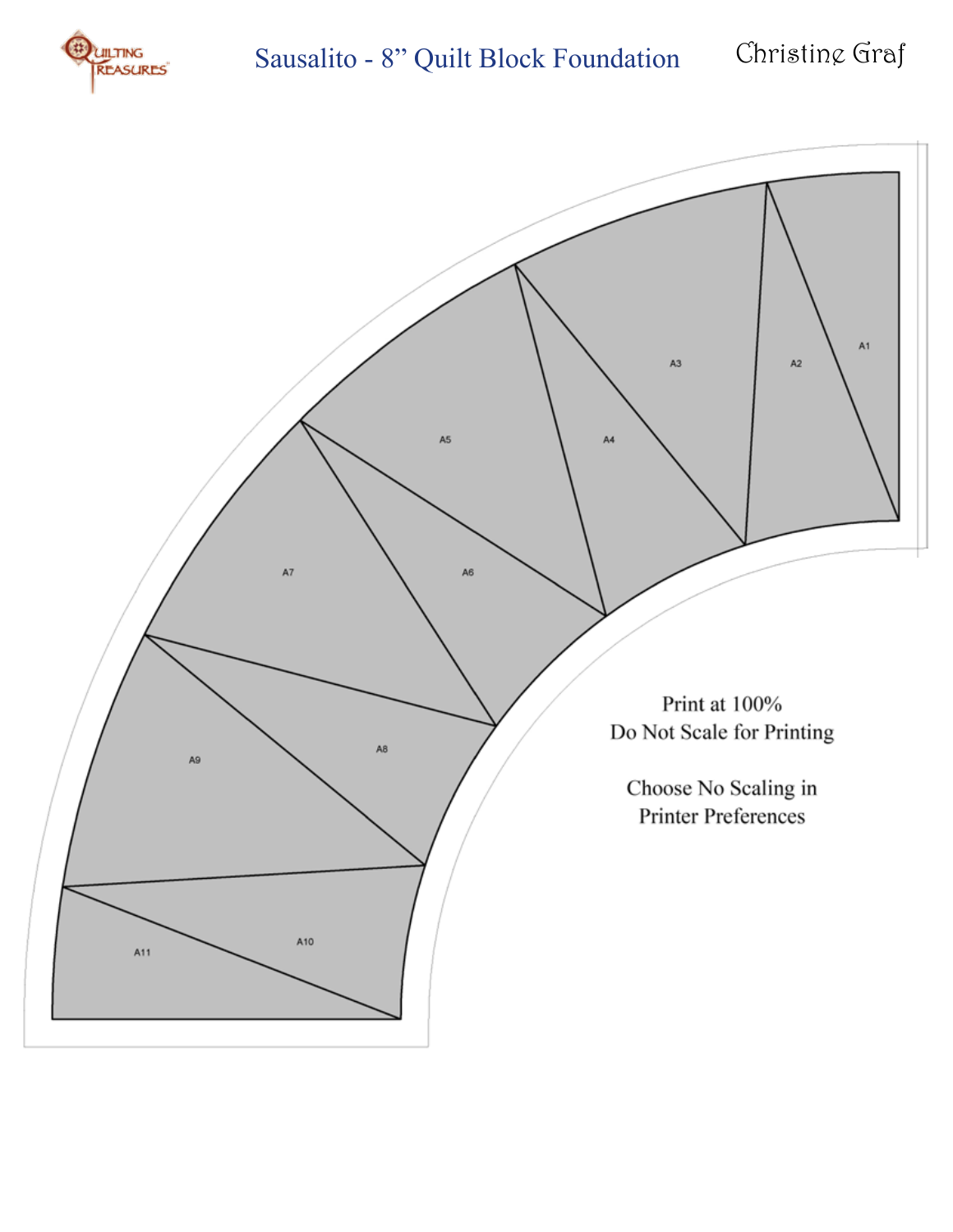# Sausalito - 8” Quilt Block Foundation

Christine Graf

A1

A2

A3

A4

A5

A6

A7

A8

A9

A10

A11

Print at 100%
Do Not Scale for Printing

Choose No Scaling in
Printer Preferences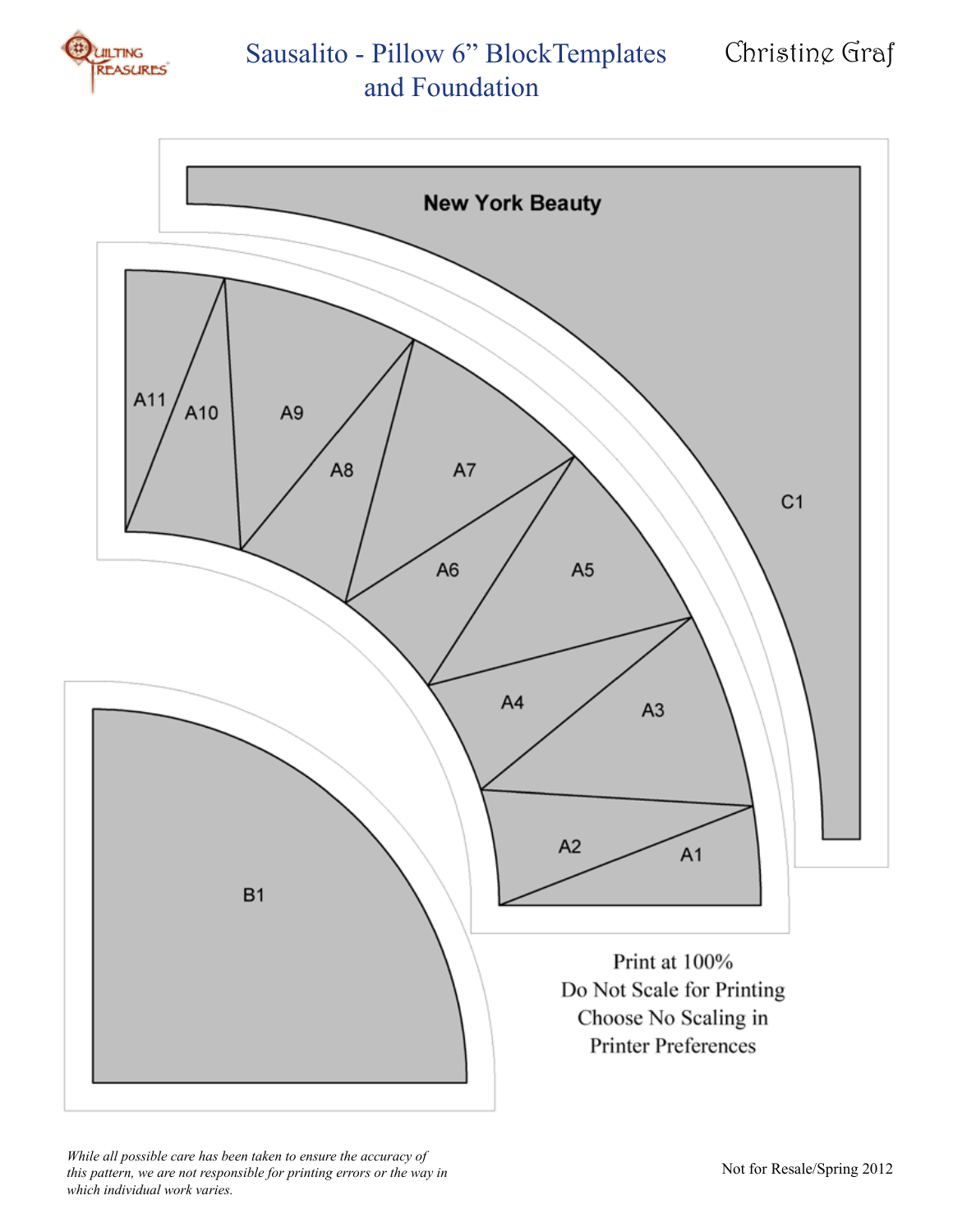# Sausalito - Pillow 6” BlockTemplates and Foundation

Christine Graf

New York Beauty

C1

A11

A10

A9

A8

A7

A6

A5

A4

A3

A2

A1

B1

Print at 100%
Do Not Scale for Printing
Choose No Scaling in
Printer Preferences

*While all possible care has been taken to ensure the accuracy of this pattern, we are not responsible for printing errors or the way in which individual work varies.*

Not for Resale/Spring 2012